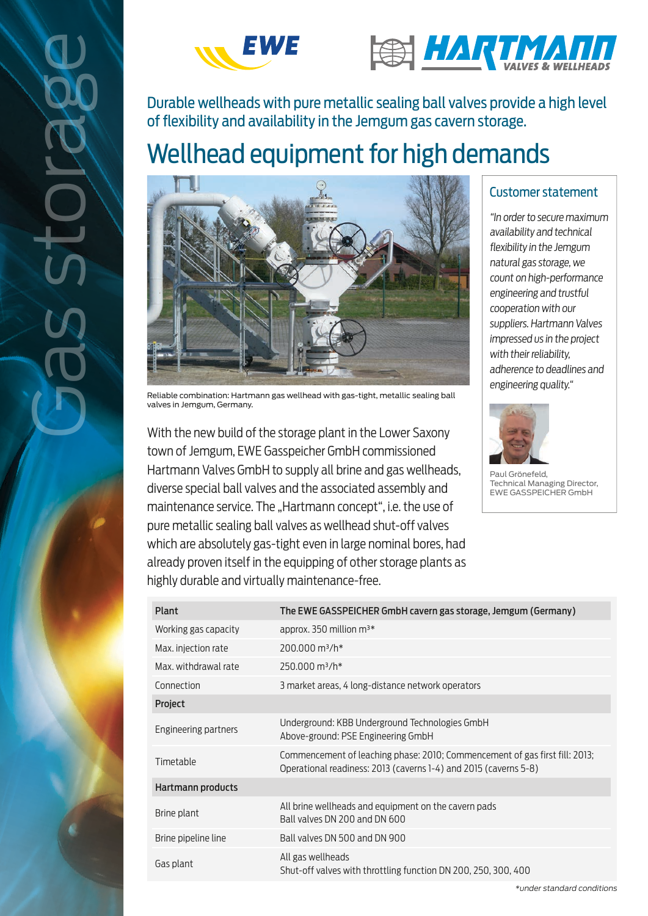Gas storage

EWE

HARTMANN VALVES & WELLHEADS

Durable wellheads with pure metallic sealing ball valves provide a high level of flexibility and availability in the Jemgum gas cavern storage.

# Wellhead equipment for high demands

Reliable combination: Hartmann gas wellhead with gas-tight, metallic sealing ball valves in Jemgum, Germany.

With the new build of the storage plant in the Lower Saxony town of Jemgum, EWE Gasspeicher GmbH commissioned Hartmann Valves GmbH to supply all brine and gas wellheads, diverse special ball valves and the associated assembly and maintenance service. The „Hartmann concept", i.e. the use of pure metallic sealing ball valves as wellhead shut-off valves which are absolutely gas-tight even in large nominal bores, had already proven itself in the equipping of other storage plants as highly durable and virtually maintenance-free.

## Customer statement

*"In order to secure maximum availability and technical flexibility in the Jemgum natural gas storage, we count on high-performance engineering and trustful cooperation with our suppliers. Hartmann Valves impressed us in the project with their reliability, adherence to deadlines and engineering quality."*

Paul Grönefeld,
Technical Managing Director,
EWE GASSPEICHER GmbH

| **Plant** | **The EWE GASSPEICHER GmbH cavern gas storage, Jemgum (Germany)** |
|---|---|
| Working gas capacity | approx. 350 million m³* |
| Max. injection rate | 200.000 m³/h* |
| Max. withdrawal rate | 250.000 m³/h* |
| Connection | 3 market areas, 4 long-distance network operators |
| **Project** | |
| Engineering partners | Underground: KBB Underground Technologies GmbH<br>Above-ground: PSE Engineering GmbH |
| Timetable | Commencement of leaching phase: 2010; Commencement of gas first fill: 2013;<br>Operational readiness: 2013 (caverns 1-4) and 2015 (caverns 5-8) |
| **Hartmann products** | |
| Brine plant | All brine wellheads and equipment on the cavern pads<br>Ball valves DN 200 and DN 600 |
| Brine pipeline line | Ball valves DN 500 and DN 900 |
| Gas plant | All gas wellheads<br>Shut-off valves with throttling function DN 200, 250, 300, 400 |

*\*under standard conditions*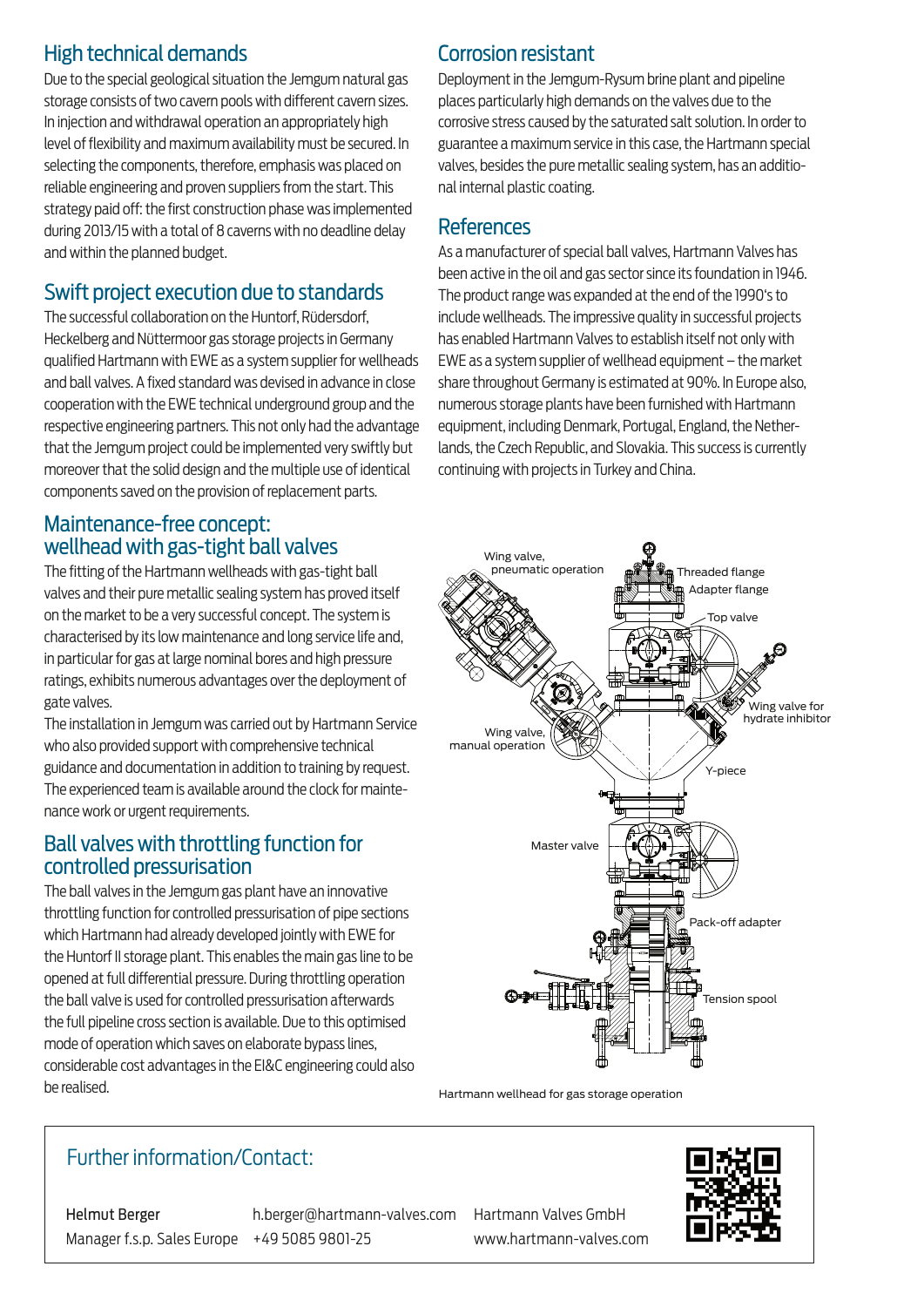## High technical demands

Due to the special geological situation the Jemgum natural gas storage consists of two cavern pools with different cavern sizes. In injection and withdrawal operation an appropriately high level of flexibility and maximum availability must be secured. In selecting the components, therefore, emphasis was placed on reliable engineering and proven suppliers from the start. This strategy paid off: the first construction phase was implemented during 2013/15 with a total of 8 caverns with no deadline delay and within the planned budget.

## Swift project execution due to standards

The successful collaboration on the Huntorf, Rüdersdorf, Heckelberg and Nüttermoor gas storage projects in Germany qualified Hartmann with EWE as a system supplier for wellheads and ball valves. A fixed standard was devised in advance in close cooperation with the EWE technical underground group and the respective engineering partners. This not only had the advantage that the Jemgum project could be implemented very swiftly but moreover that the solid design and the multiple use of identical components saved on the provision of replacement parts.

## Maintenance-free concept: wellhead with gas-tight ball valves

The fitting of the Hartmann wellheads with gas-tight ball valves and their pure metallic sealing system has proved itself on the market to be a very successful concept. The system is characterised by its low maintenance and long service life and, in particular for gas at large nominal bores and high pressure ratings, exhibits numerous advantages over the deployment of gate valves.

The installation in Jemgum was carried out by Hartmann Service who also provided support with comprehensive technical guidance and documentation in addition to training by request. The experienced team is available around the clock for maintenance work or urgent requirements.

## Ball valves with throttling function for controlled pressurisation

The ball valves in the Jemgum gas plant have an innovative throttling function for controlled pressurisation of pipe sections which Hartmann had already developed jointly with EWE for the Huntorf II storage plant. This enables the main gas line to be opened at full differential pressure. During throttling operation the ball valve is used for controlled pressurisation afterwards the full pipeline cross section is available. Due to this optimised mode of operation which saves on elaborate bypass lines, considerable cost advantages in the EI&C engineering could also be realised.

## Corrosion resistant

Deployment in the Jemgum-Rysum brine plant and pipeline places particularly high demands on the valves due to the corrosive stress caused by the saturated salt solution. In order to guarantee a maximum service in this case, the Hartmann special valves, besides the pure metallic sealing system, has an additional internal plastic coating.

## References

As a manufacturer of special ball valves, Hartmann Valves has been active in the oil and gas sector since its foundation in 1946. The product range was expanded at the end of the 1990's to include wellheads. The impressive quality in successful projects has enabled Hartmann Valves to establish itself not only with EWE as a system supplier of wellhead equipment – the market share throughout Germany is estimated at 90%. In Europe also, numerous storage plants have been furnished with Hartmann equipment, including Denmark, Portugal, England, the Netherlands, the Czech Republic, and Slovakia. This success is currently continuing with projects in Turkey and China.

Wing valve, pneumatic operation
Threaded flange
Adapter flange
Top valve
Wing valve for hydrate inhibitor
Wing valve, manual operation
Y-piece
Master valve
Pack-off adapter
Tension spool

Hartmann wellhead for gas storage operation

## Further information/Contact:

Helmut Berger
Manager f.s.p. Sales Europe

h.berger@hartmann-valves.com
+49 5085 9801-25

Hartmann Valves GmbH
www.hartmann-valves.com